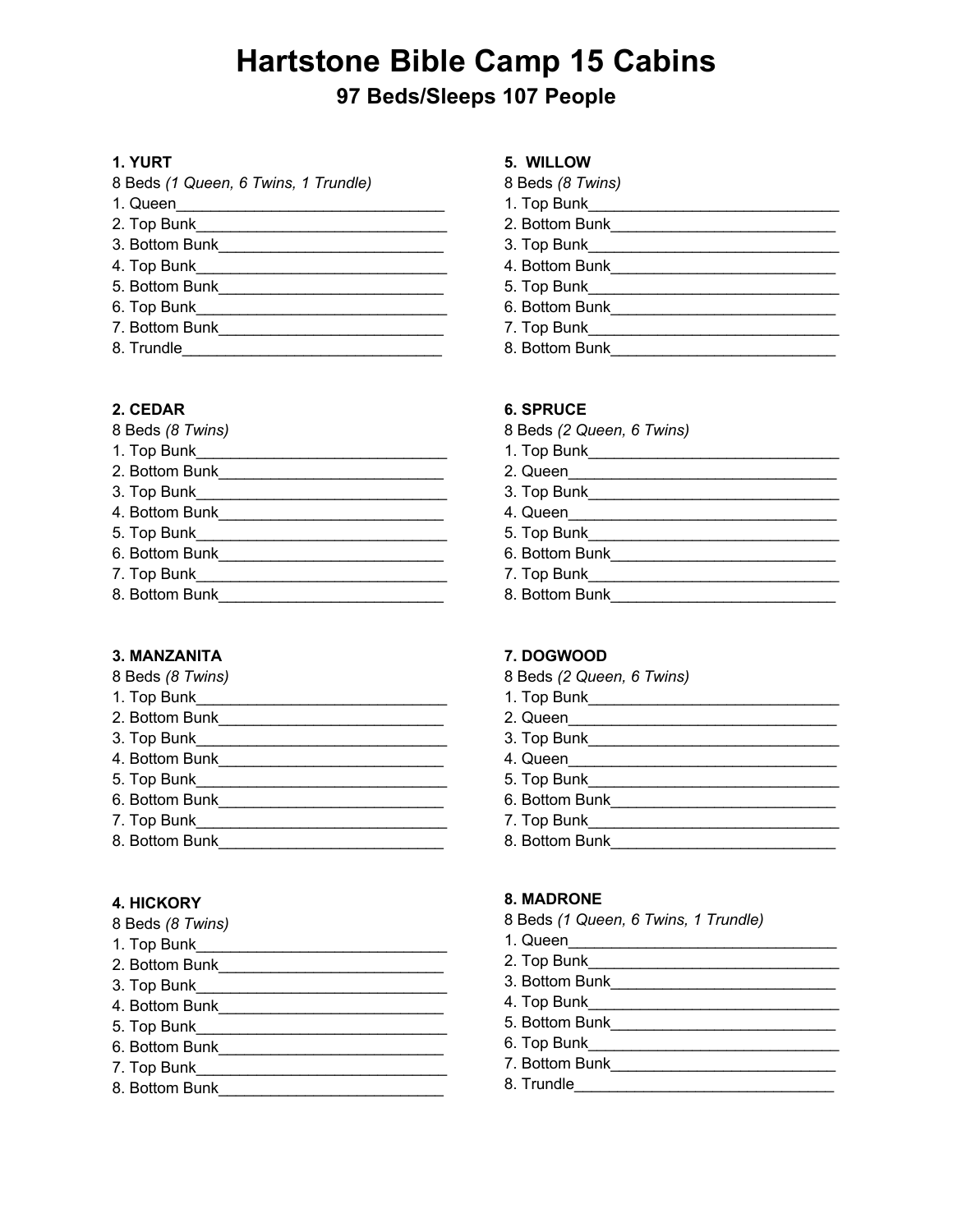# Hartstone Bible Camp 15 Cabins

## 97 Beds/Sleeps 107 People

### 1. YURT

8 Beds *(1 Queen, 6 Twins, 1 Trundle)*

1. Queen______________________________
2. Top Bunk_____________________________
3. Bottom Bunk__________________________
4. Top Bunk_____________________________
5. Bottom Bunk__________________________
6. Top Bunk_____________________________
7. Bottom Bunk__________________________
8. Trundle______________________________

### 2. CEDAR

8 Beds *(8 Twins)*

1. Top Bunk_____________________________
2. Bottom Bunk__________________________
3. Top Bunk_____________________________
4. Bottom Bunk__________________________
5. Top Bunk_____________________________
6. Bottom Bunk__________________________
7. Top Bunk_____________________________
8. Bottom Bunk__________________________

### 3. MANZANITA

8 Beds *(8 Twins)*

1. Top Bunk_____________________________
2. Bottom Bunk__________________________
3. Top Bunk_____________________________
4. Bottom Bunk__________________________
5. Top Bunk_____________________________
6. Bottom Bunk__________________________
7. Top Bunk_____________________________
8. Bottom Bunk__________________________

### 4. HICKORY

8 Beds *(8 Twins)*

1. Top Bunk_____________________________
2. Bottom Bunk__________________________
3. Top Bunk_____________________________
4. Bottom Bunk__________________________
5. Top Bunk_____________________________
6. Bottom Bunk__________________________
7. Top Bunk_____________________________
8. Bottom Bunk__________________________

### 5. WILLOW

8 Beds *(8 Twins)*

1. Top Bunk_____________________________
2. Bottom Bunk__________________________
3. Top Bunk_____________________________
4. Bottom Bunk__________________________
5. Top Bunk_____________________________
6. Bottom Bunk__________________________
7. Top Bunk_____________________________
8. Bottom Bunk__________________________

### 6. SPRUCE

8 Beds *(2 Queen, 6 Twins)*

1. Top Bunk_____________________________
2. Queen______________________________
3. Top Bunk_____________________________
4. Queen______________________________
5. Top Bunk_____________________________
6. Bottom Bunk__________________________
7. Top Bunk_____________________________
8. Bottom Bunk__________________________

### 7. DOGWOOD

8 Beds *(2 Queen, 6 Twins)*

1. Top Bunk_____________________________
2. Queen______________________________
3. Top Bunk_____________________________
4. Queen______________________________
5. Top Bunk_____________________________
6. Bottom Bunk__________________________
7. Top Bunk_____________________________
8. Bottom Bunk__________________________

### 8. MADRONE

8 Beds *(1 Queen, 6 Twins, 1 Trundle)*

1. Queen______________________________
2. Top Bunk_____________________________
3. Bottom Bunk__________________________
4. Top Bunk_____________________________
5. Bottom Bunk__________________________
6. Top Bunk_____________________________
7. Bottom Bunk__________________________
8. Trundle______________________________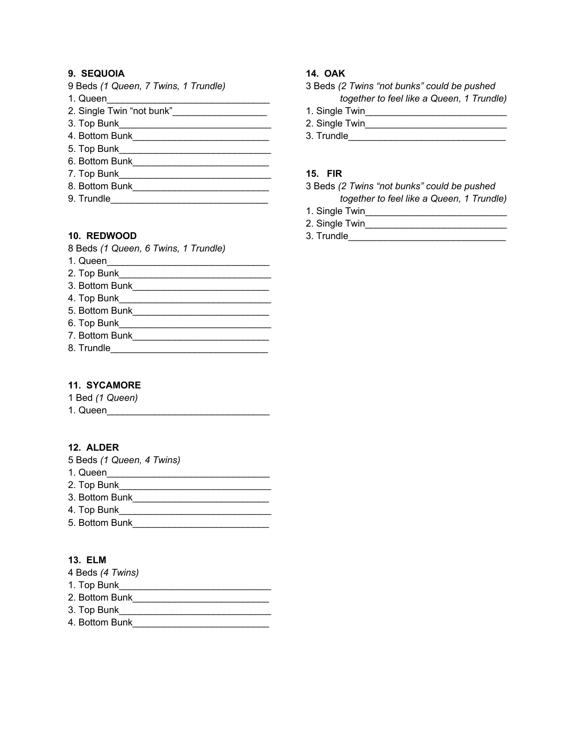**9. SEQUOIA**

9 Beds *(1 Queen, 7 Twins, 1 Trundle)*

1. Queen______________________________
2. Single Twin "not bunk"_________________
3. Top Bunk____________________________
4. Bottom Bunk_________________________
5. Top Bunk____________________________
6. Bottom Bunk_________________________
7. Top Bunk____________________________
8. Bottom Bunk_________________________
9. Trundle_____________________________

**10. REDWOOD**

8 Beds *(1 Queen, 6 Twins, 1 Trundle)*

1. Queen______________________________
2. Top Bunk____________________________
3. Bottom Bunk_________________________
4. Top Bunk____________________________
5. Bottom Bunk_________________________
6. Top Bunk____________________________
7. Bottom Bunk_________________________
8. Trundle_____________________________

**11. SYCAMORE**

1 Bed *(1 Queen)*

1. Queen______________________________

**12. ALDER**

5 Beds *(1 Queen, 4 Twins)*

1. Queen______________________________
2. Top Bunk____________________________
3. Bottom Bunk_________________________
4. Top Bunk____________________________
5. Bottom Bunk_________________________

**13. ELM**

4 Beds *(4 Twins)*

1. Top Bunk____________________________
2. Bottom Bunk_________________________
3. Top Bunk____________________________
4. Bottom Bunk_________________________

**14. OAK**

3 Beds *(2 Twins "not bunks" could be pushed together to feel like a Queen, 1 Trundle)*

1. Single Twin__________________________
2. Single Twin__________________________
3. Trundle_____________________________

**15. FIR**

3 Beds *(2 Twins "not bunks" could be pushed together to feel like a Queen, 1 Trundle)*

1. Single Twin__________________________
2. Single Twin__________________________
3. Trundle_____________________________